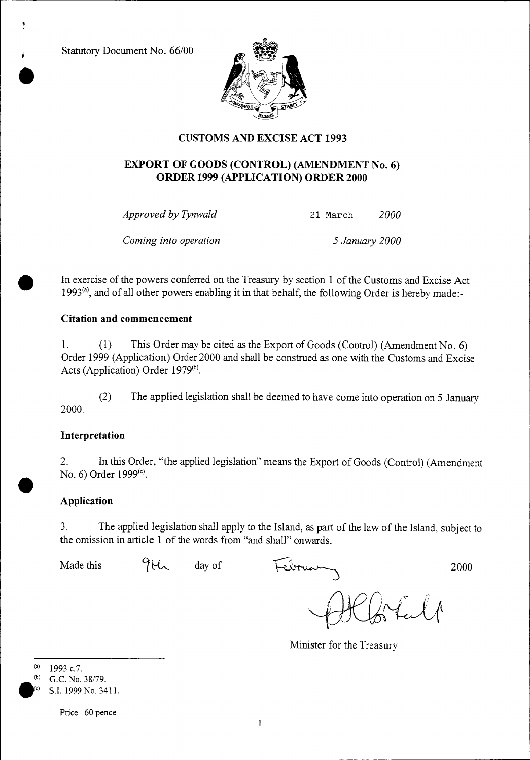Statutory Document No. 66/00

## CUSTOMS AND EXCISE ACT 1993

## EXPORT OF GOODS (CONTROL) (AMENDMENT No. 6) ORDER 1999 (APPLICATION) ORDER 2000

| | |
|---|---|
| *Approved by Tynwald* | 21 March *2000* |
| *Coming into operation* | *5 January 2000* |

In exercise of the powers conferred on the Treasury by section 1 of the Customs and Excise Act 1993[(a)], and of all other powers enabling it in that behalf, the following Order is hereby made:-

### Citation and commencement

1. (1) This Order may be cited as the Export of Goods (Control) (Amendment No. 6) Order 1999 (Application) Order 2000 and shall be construed as one with the Customs and Excise Acts (Application) Order 1979[(b)].

(2) The applied legislation shall be deemed to have come into operation on 5 January 2000.

### Interpretation

2. In this Order, "the applied legislation" means the Export of Goods (Control) (Amendment No. 6) Order 1999[(c)].

### Application

3. The applied legislation shall apply to the Island, as part of the law of the Island, subject to the omission in article 1 of the words from "and shall" onwards.

Made this 9th day of February 2000

Minister for the Treasury

---

(a) 1993 c.7.
(b) G.C. No. 38/79.
(c) S.I. 1999 No. 3411.

Price 60 pence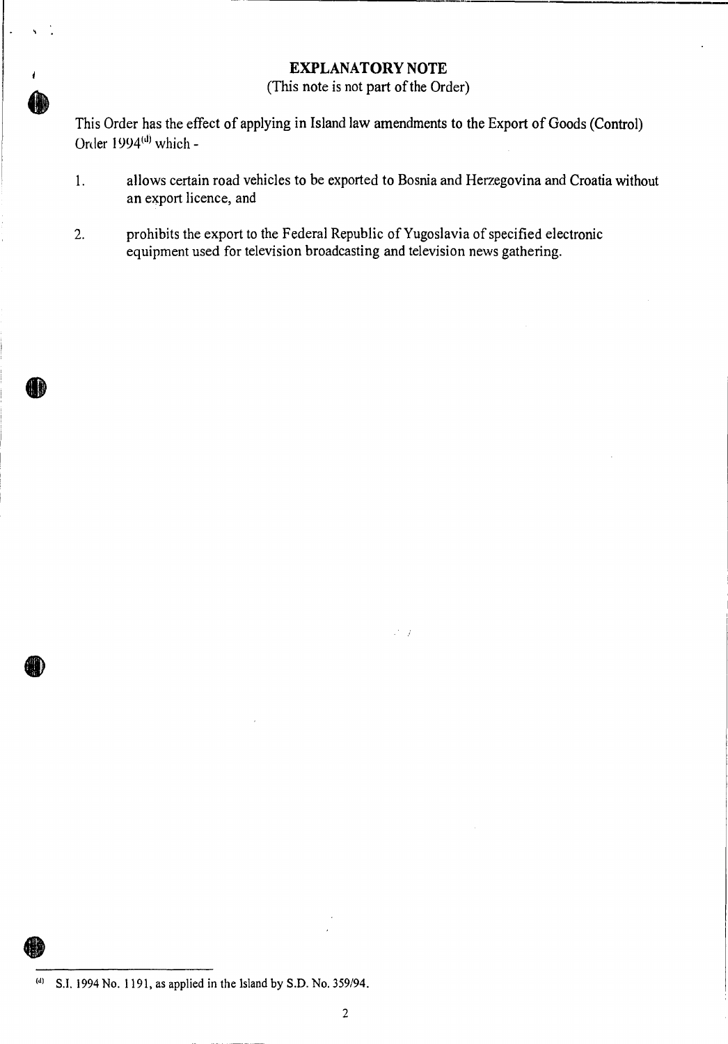## EXPLANATORY NOTE

(This note is not part of the Order)

This Order has the effect of applying in Island law amendments to the Export of Goods (Control) Order 1994[d] which -

1. allows certain road vehicles to be exported to Bosnia and Herzegovina and Croatia without an export licence, and

2. prohibits the export to the Federal Republic of Yugoslavia of specified electronic equipment used for television broadcasting and television news gathering.

---

[d] S.I. 1994 No. 1191, as applied in the Island by S.D. No. 359/94.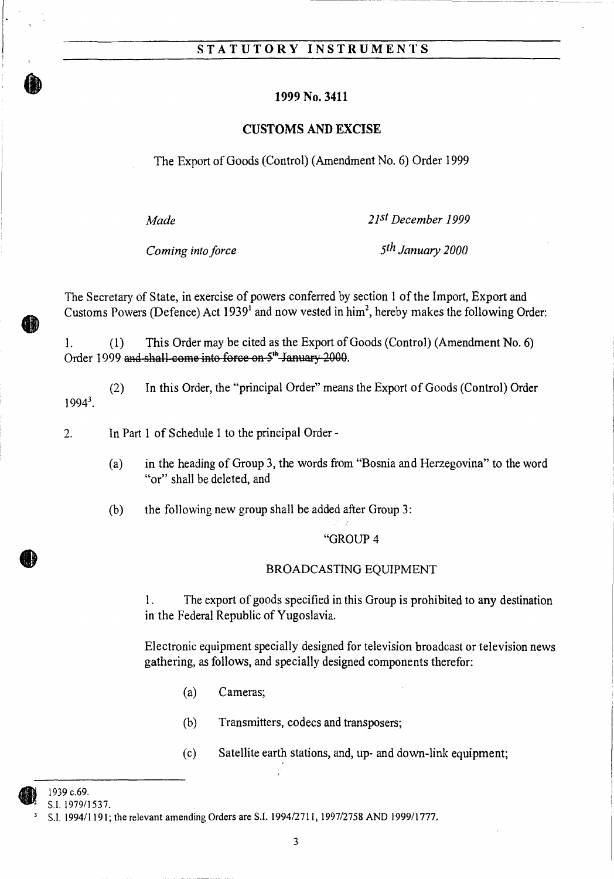# STATUTORY INSTRUMENTS

## 1999 No. 3411

## CUSTOMS AND EXCISE

The Export of Goods (Control) (Amendment No. 6) Order 1999

| | |
|---|---|
| *Made* | *21st December 1999* |
| *Coming into force* | *5th January 2000* |

The Secretary of State, in exercise of powers conferred by section 1 of the Import, Export and Customs Powers (Defence) Act 1939[1] and now vested in him[2], hereby makes the following Order:

1. (1) This Order may be cited as the Export of Goods (Control) (Amendment No. 6) Order 1999 ~~and shall come into force on 5th January 2000~~.

(2) In this Order, the "principal Order" means the Export of Goods (Control) Order 1994[3].

2. In Part 1 of Schedule 1 to the principal Order -

(a) in the heading of Group 3, the words from "Bosnia and Herzegovina" to the word "or" shall be deleted, and

(b) the following new group shall be added after Group 3:

"GROUP 4

BROADCASTING EQUIPMENT

1. The export of goods specified in this Group is prohibited to any destination in the Federal Republic of Yugoslavia.

Electronic equipment specially designed for television broadcast or television news gathering, as follows, and specially designed components therefor:

(a) Cameras;

(b) Transmitters, codecs and transposers;

(c) Satellite earth stations, and, up- and down-link equipment;

---

[1] 1939 c.69.

[2] S.I. 1979/1537.

[3] S.I. 1994/1191; the relevant amending Orders are S.I. 1994/2711, 1997/2758 AND 1999/1777.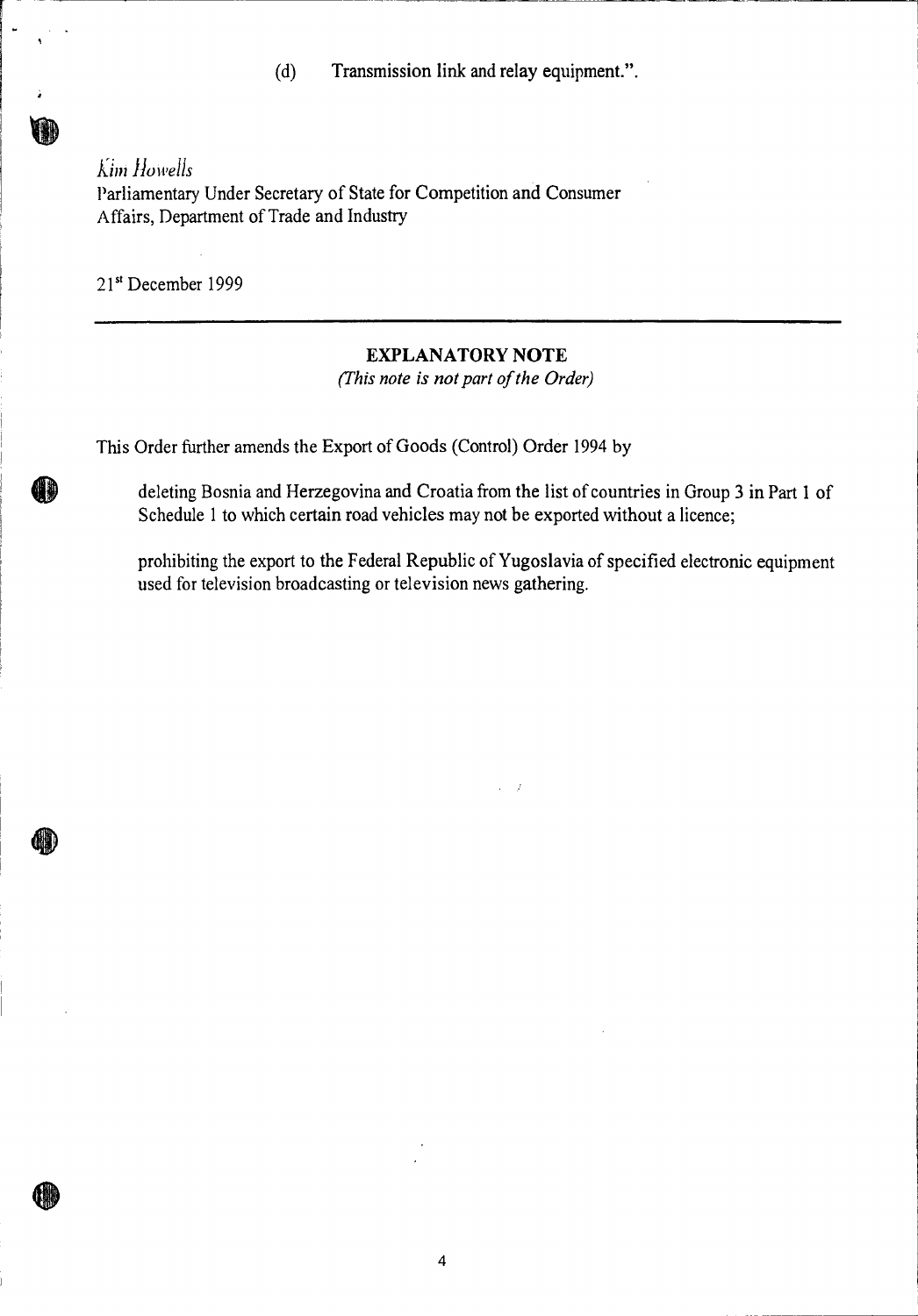(d) Transmission link and relay equipment.".

*Kim Howells*
Parliamentary Under Secretary of State for Competition and Consumer Affairs, Department of Trade and Industry

21st December 1999

---

**EXPLANATORY NOTE**

*(This note is not part of the Order)*

This Order further amends the Export of Goods (Control) Order 1994 by

deleting Bosnia and Herzegovina and Croatia from the list of countries in Group 3 in Part 1 of Schedule 1 to which certain road vehicles may not be exported without a licence;

prohibiting the export to the Federal Republic of Yugoslavia of specified electronic equipment used for television broadcasting or television news gathering.